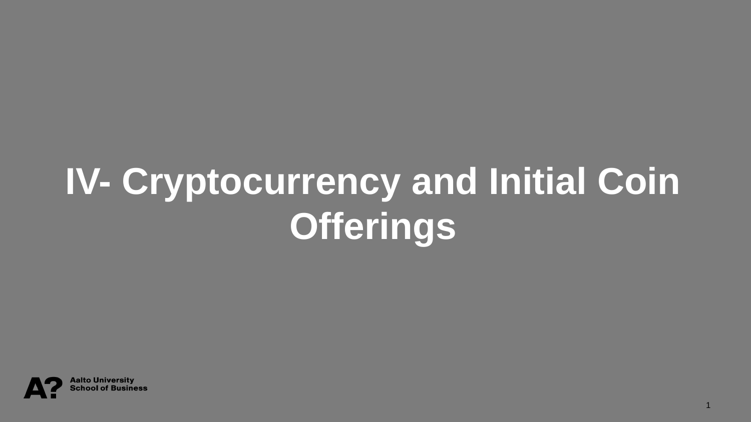# IV- Cryptocurrency and Initial Coin Offerings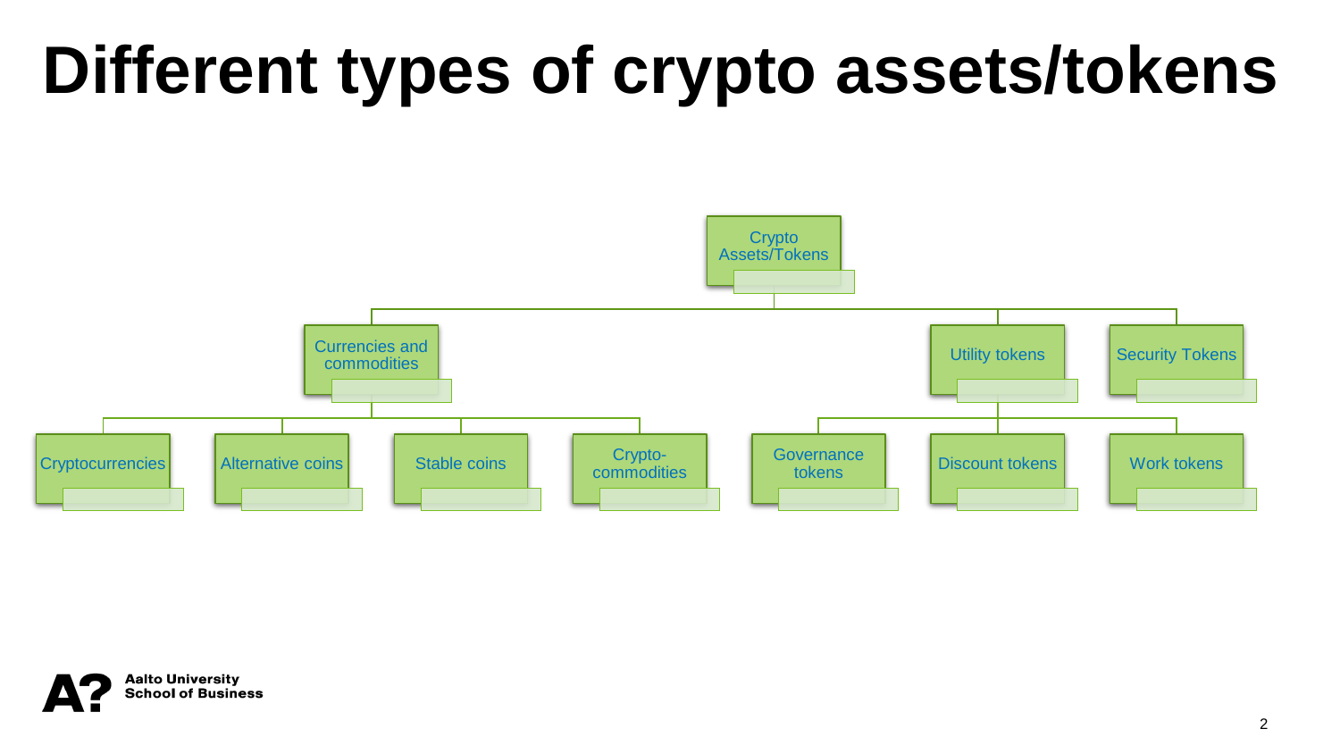# Different types of crypto assets/tokens

- Crypto Assets/Tokens
  - Currencies and commodities
    - Cryptocurrencies
    - Alternative coins
    - Stable coins
    - Crypto-commodities
  - Utility tokens
    - Governance tokens
    - Discount tokens
    - Work tokens
  - Security Tokens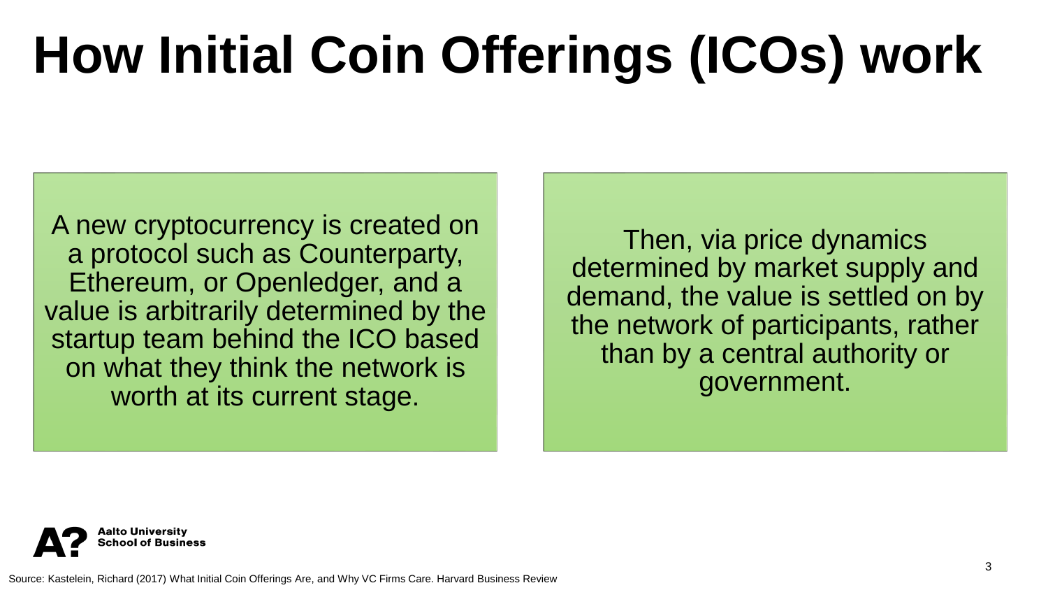# How Initial Coin Offerings (ICOs) work

A new cryptocurrency is created on a protocol such as Counterparty, Ethereum, or Openledger, and a value is arbitrarily determined by the startup team behind the ICO based on what they think the network is worth at its current stage.

Then, via price dynamics determined by market supply and demand, the value is settled on by the network of participants, rather than by a central authority or government.

Source: Kastelein, Richard (2017) What Initial Coin Offerings Are, and Why VC Firms Care. Harvard Business Review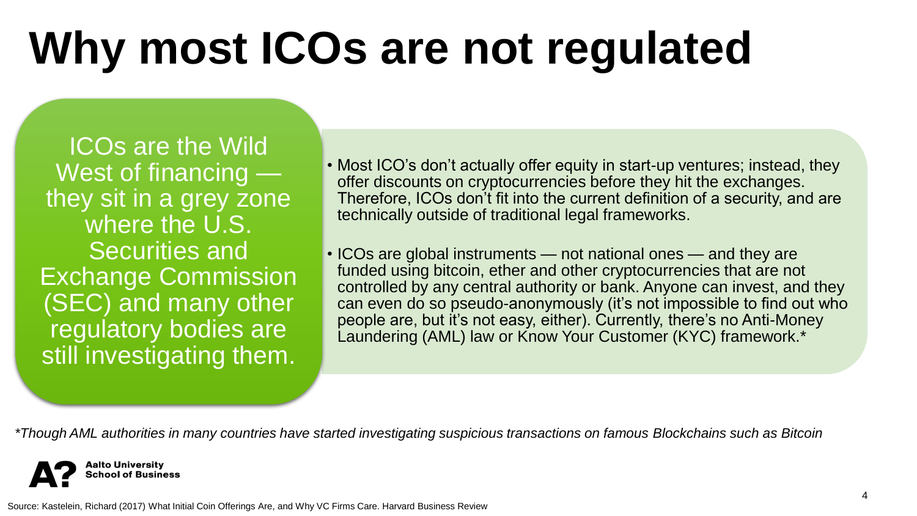# Why most ICOs are not regulated

ICOs are the Wild West of financing — they sit in a grey zone where the U.S. Securities and Exchange Commission (SEC) and many other regulatory bodies are still investigating them.

- Most ICO's don't actually offer equity in start-up ventures; instead, they offer discounts on cryptocurrencies before they hit the exchanges. Therefore, ICOs don't fit into the current definition of a security, and are technically outside of traditional legal frameworks.
- ICOs are global instruments — not national ones — and they are funded using bitcoin, ether and other cryptocurrencies that are not controlled by any central authority or bank. Anyone can invest, and they can even do so pseudo-anonymously (it's not impossible to find out who people are, but it's not easy, either). Currently, there's no Anti-Money Laundering (AML) law or Know Your Customer (KYC) framework.*

*\*Though AML authorities in many countries have started investigating suspicious transactions on famous Blockchains such as Bitcoin*

Aalto University School of Business

Source: Kastelein, Richard (2017) What Initial Coin Offerings Are, and Why VC Firms Care. Harvard Business Review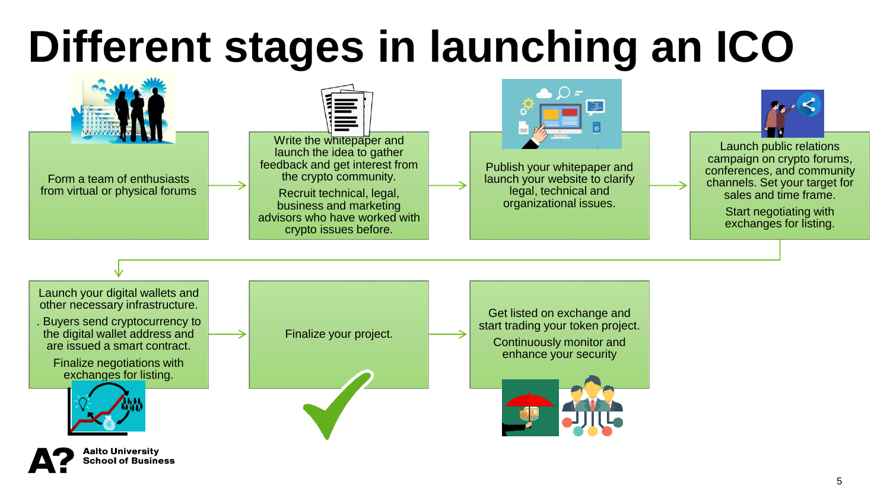# Different stages in launching an ICO

Form a team of enthusiasts from virtual or physical forums

→

Write the whitepaper and launch the idea to gather feedback and get interest from the crypto community.

Recruit technical, legal, business and marketing advisors who have worked with crypto issues before.

→

Publish your whitepaper and launch your website to clarify legal, technical and organizational issues.

→

Launch public relations campaign on crypto forums, conferences, and community channels. Set your target for sales and time frame.

Start negotiating with exchanges for listing.

→

Launch your digital wallets and other necessary infrastructure.

. Buyers send cryptocurrency to the digital wallet address and are issued a smart contract.

Finalize negotiations with exchanges for listing.

→

Finalize your project.

→

Get listed on exchange and start trading your token project.

Continuously monitor and enhance your security

Aalto University
School of Business